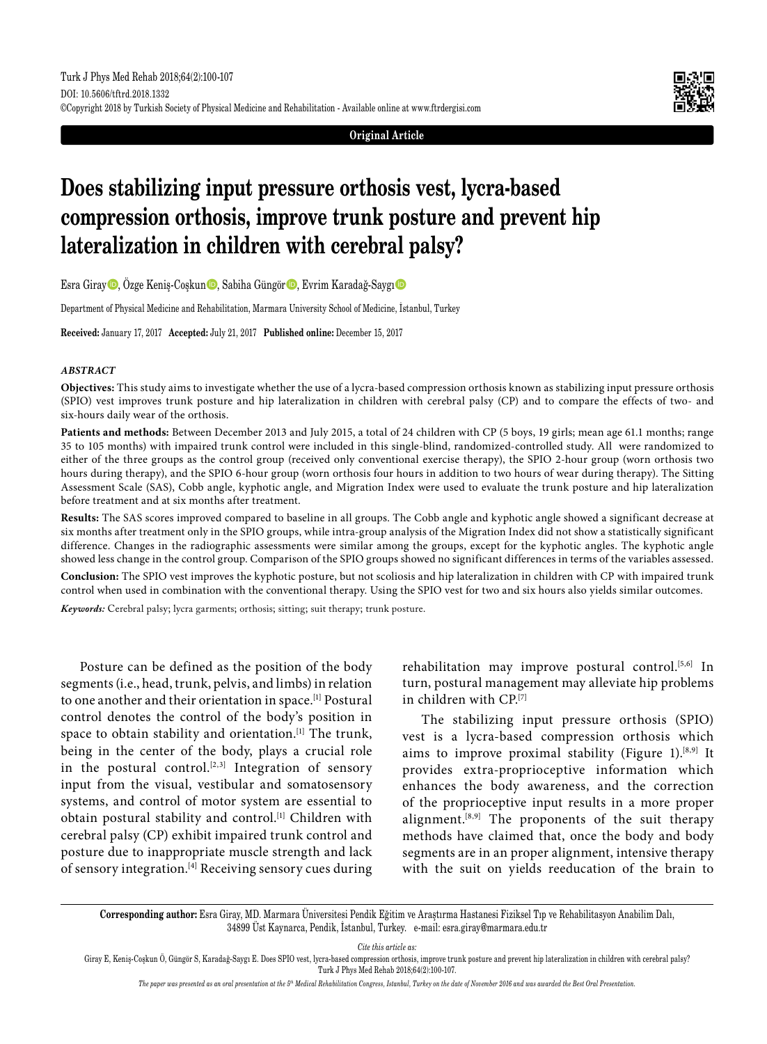Turk J Phys Med Rehab 2018;64(2):100-107

DOI: 10.5606/tftrd.2018.1332

©Copyright 2018 by Turkish Society of Physical Medicine and Rehabilitation - Available online at www.ftrdergisi.com

**Original Article**

# Does stabilizing input pressure orthosis vest, lycra-based compression orthosis, improve trunk posture and prevent hip lateralization in children with cerebral palsy?

Esra Giray, Özge Keniş-Coşkun, Sabiha Güngör, Evrim Karadağ-Saygı

Department of Physical Medicine and Rehabilitation, Marmara University School of Medicine, İstanbul, Turkey

**Received:** January 17, 2017 **Accepted:** July 21, 2017 **Published online:** December 15, 2017

## *ABSTRACT*

**Objectives:** This study aims to investigate whether the use of a lycra-based compression orthosis known as stabilizing input pressure orthosis (SPIO) vest improves trunk posture and hip lateralization in children with cerebral palsy (CP) and to compare the effects of two- and six-hours daily wear of the orthosis.

**Patients and methods:** Between December 2013 and July 2015, a total of 24 children with CP (5 boys, 19 girls; mean age 61.1 months; range 35 to 105 months) with impaired trunk control were included in this single-blind, randomized-controlled study. All were randomized to either of the three groups as the control group (received only conventional exercise therapy), the SPIO 2-hour group (worn orthosis two hours during therapy), and the SPIO 6-hour group (worn orthosis four hours in addition to two hours of wear during therapy). The Sitting Assessment Scale (SAS), Cobb angle, kyphotic angle, and Migration Index were used to evaluate the trunk posture and hip lateralization before treatment and at six months after treatment.

**Results:** The SAS scores improved compared to baseline in all groups. The Cobb angle and kyphotic angle showed a significant decrease at six months after treatment only in the SPIO groups, while intra-group analysis of the Migration Index did not show a statistically significant difference. Changes in the radiographic assessments were similar among the groups, except for the kyphotic angles. The kyphotic angle showed less change in the control group. Comparison of the SPIO groups showed no significant differences in terms of the variables assessed.

**Conclusion:** The SPIO vest improves the kyphotic posture, but not scoliosis and hip lateralization in children with CP with impaired trunk control when used in combination with the conventional therapy. Using the SPIO vest for two and six hours also yields similar outcomes.

*Keywords:* Cerebral palsy; lycra garments; orthosis; sitting; suit therapy; trunk posture.

Posture can be defined as the position of the body segments (i.e., head, trunk, pelvis, and limbs) in relation to one another and their orientation in space.[1] Postural control denotes the control of the body's position in space to obtain stability and orientation.[1] The trunk, being in the center of the body, plays a crucial role in the postural control.[2,3] Integration of sensory input from the visual, vestibular and somatosensory systems, and control of motor system are essential to obtain postural stability and control.[1] Children with cerebral palsy (CP) exhibit impaired trunk control and posture due to inappropriate muscle strength and lack of sensory integration.[4] Receiving sensory cues during rehabilitation may improve postural control.[5,6] In turn, postural management may alleviate hip problems in children with CP.[7]

The stabilizing input pressure orthosis (SPIO) vest is a lycra-based compression orthosis which aims to improve proximal stability (Figure 1).[8,9] It provides extra-proprioceptive information which enhances the body awareness, and the correction of the proprioceptive input results in a more proper alignment.[8,9] The proponents of the suit therapy methods have claimed that, once the body and body segments are in an proper alignment, intensive therapy with the suit on yields reeducation of the brain to

---

**Corresponding author:** Esra Giray, MD. Marmara Üniversitesi Pendik Eğitim ve Araştırma Hastanesi Fiziksel Tıp ve Rehabilitasyon Anabilim Dalı, 34899 Üst Kaynarca, Pendik, İstanbul, Turkey. e-mail: esra.giray@marmara.edu.tr

*Cite this article as:*

Giray E, Keniş-Coşkun Ö, Güngör S, Karadağ-Saygı E. Does SPIO vest, lycra-based compression orthosis, improve trunk posture and prevent hip lateralization in children with cerebral palsy? Turk J Phys Med Rehab 2018;64(2):100-107.

*The paper was presented as an oral presentation at the 5th Medical Rehabilitation Congress, Istanbul, Turkey on the date of November 2016 and was awarded the Best Oral Presentation.*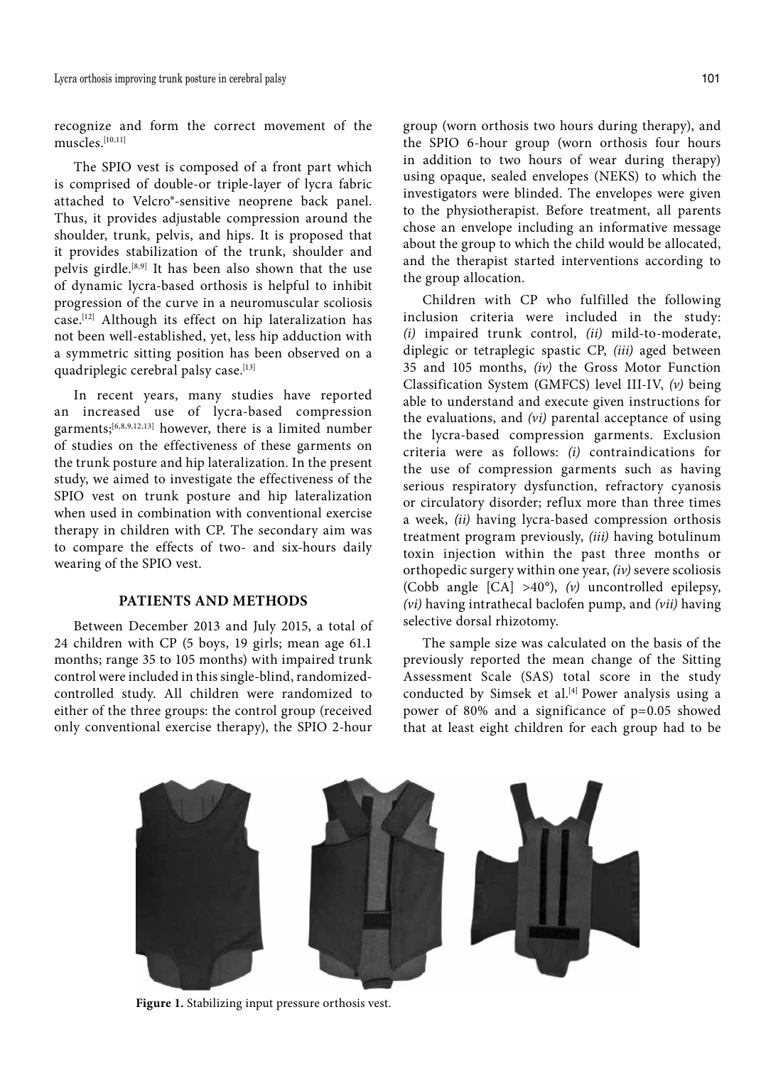recognize and form the correct movement of the muscles.[10,11]

The SPIO vest is composed of a front part which is comprised of double-or triple-layer of lycra fabric attached to Velcro®-sensitive neoprene back panel. Thus, it provides adjustable compression around the shoulder, trunk, pelvis, and hips. It is proposed that it provides stabilization of the trunk, shoulder and pelvis girdle.[8,9] It has been also shown that the use of dynamic lycra-based orthosis is helpful to inhibit progression of the curve in a neuromuscular scoliosis case.[12] Although its effect on hip lateralization has not been well-established, yet, less hip adduction with a symmetric sitting position has been observed on a quadriplegic cerebral palsy case.[13]

In recent years, many studies have reported an increased use of lycra-based compression garments;[6,8,9,12,13] however, there is a limited number of studies on the effectiveness of these garments on the trunk posture and hip lateralization. In the present study, we aimed to investigate the effectiveness of the SPIO vest on trunk posture and hip lateralization when used in combination with conventional exercise therapy in children with CP. The secondary aim was to compare the effects of two- and six-hours daily wearing of the SPIO vest.

## PATIENTS AND METHODS

Between December 2013 and July 2015, a total of 24 children with CP (5 boys, 19 girls; mean age 61.1 months; range 35 to 105 months) with impaired trunk control were included in this single-blind, randomized-controlled study. All children were randomized to either of the three groups: the control group (received only conventional exercise therapy), the SPIO 2-hour group (worn orthosis two hours during therapy), and the SPIO 6-hour group (worn orthosis four hours in addition to two hours of wear during therapy) using opaque, sealed envelopes (NEKS) to which the investigators were blinded. The envelopes were given to the physiotherapist. Before treatment, all parents chose an envelope including an informative message about the group to which the child would be allocated, and the therapist started interventions according to the group allocation.

Children with CP who fulfilled the following inclusion criteria were included in the study: *(i)* impaired trunk control, *(ii)* mild-to-moderate, diplegic or tetraplegic spastic CP, *(iii)* aged between 35 and 105 months, *(iv)* the Gross Motor Function Classification System (GMFCS) level III-IV, *(v)* being able to understand and execute given instructions for the evaluations, and *(vi)* parental acceptance of using the lycra-based compression garments. Exclusion criteria were as follows: *(i)* contraindications for the use of compression garments such as having serious respiratory dysfunction, refractory cyanosis or circulatory disorder; reflux more than three times a week, *(ii)* having lycra-based compression orthosis treatment program previously, *(iii)* having botulinum toxin injection within the past three months or orthopedic surgery within one year, *(iv)* severe scoliosis (Cobb angle [CA] >40°), *(v)* uncontrolled epilepsy, *(vi)* having intrathecal baclofen pump, and *(vii)* having selective dorsal rhizotomy.

The sample size was calculated on the basis of the previously reported the mean change of the Sitting Assessment Scale (SAS) total score in the study conducted by Simsek et al.[4] Power analysis using a power of 80% and a significance of p=0.05 showed that at least eight children for each group had to be

**Figure 1.** Stabilizing input pressure orthosis vest.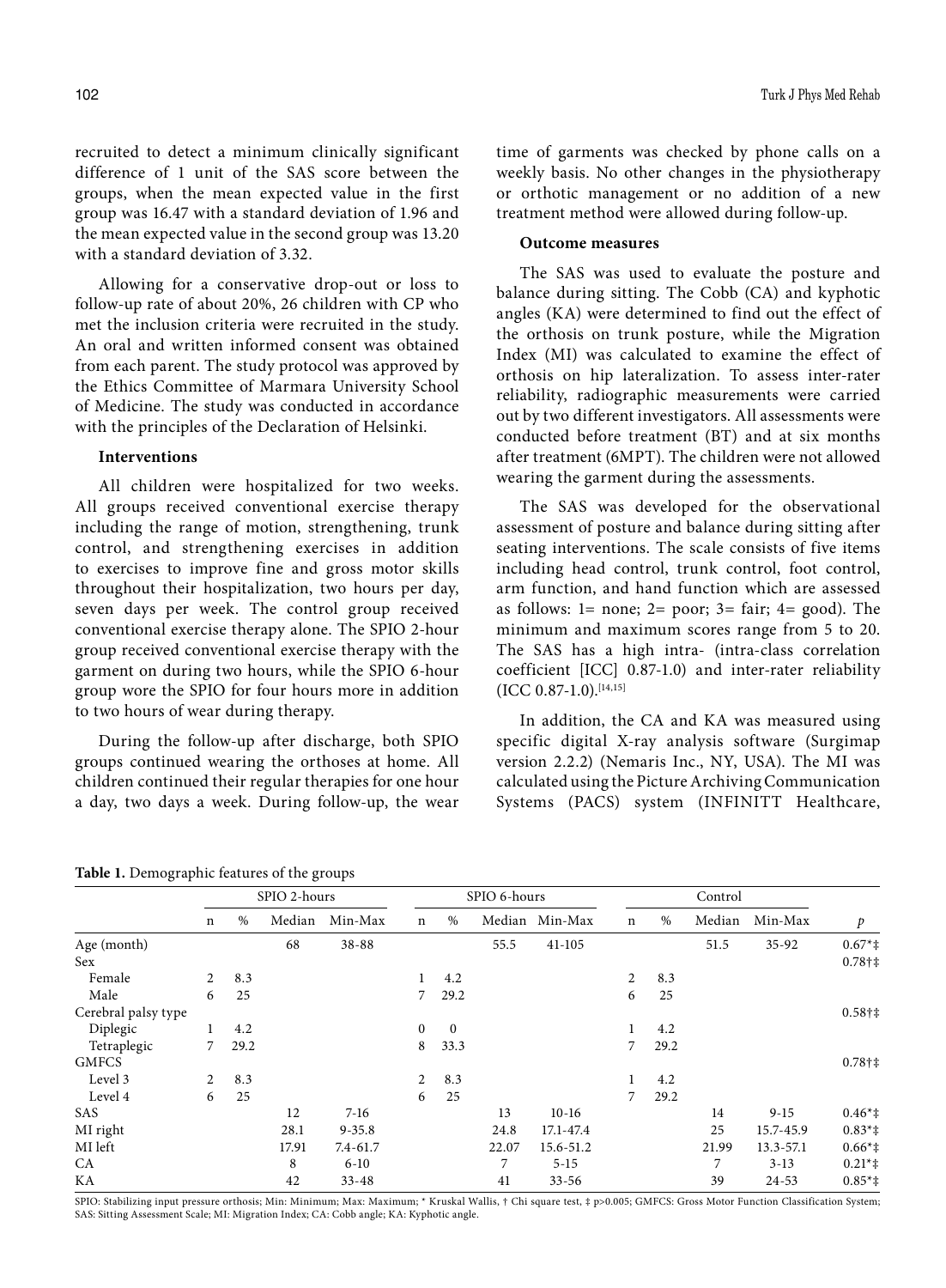recruited to detect a minimum clinically significant difference of 1 unit of the SAS score between the groups, when the mean expected value in the first group was 16.47 with a standard deviation of 1.96 and the mean expected value in the second group was 13.20 with a standard deviation of 3.32.

Allowing for a conservative drop-out or loss to follow-up rate of about 20%, 26 children with CP who met the inclusion criteria were recruited in the study. An oral and written informed consent was obtained from each parent. The study protocol was approved by the Ethics Committee of Marmara University School of Medicine. The study was conducted in accordance with the principles of the Declaration of Helsinki.

**Interventions**

All children were hospitalized for two weeks. All groups received conventional exercise therapy including the range of motion, strengthening, trunk control, and strengthening exercises in addition to exercises to improve fine and gross motor skills throughout their hospitalization, two hours per day, seven days per week. The control group received conventional exercise therapy alone. The SPIO 2-hour group received conventional exercise therapy with the garment on during two hours, while the SPIO 6-hour group wore the SPIO for four hours more in addition to two hours of wear during therapy.

During the follow-up after discharge, both SPIO groups continued wearing the orthoses at home. All children continued their regular therapies for one hour a day, two days a week. During follow-up, the wear time of garments was checked by phone calls on a weekly basis. No other changes in the physiotherapy or orthotic management or no addition of a new treatment method were allowed during follow-up.

**Outcome measures**

The SAS was used to evaluate the posture and balance during sitting. The Cobb (CA) and kyphotic angles (KA) were determined to find out the effect of the orthosis on trunk posture, while the Migration Index (MI) was calculated to examine the effect of orthosis on hip lateralization. To assess inter-rater reliability, radiographic measurements were carried out by two different investigators. All assessments were conducted before treatment (BT) and at six months after treatment (6MPT). The children were not allowed wearing the garment during the assessments.

The SAS was developed for the observational assessment of posture and balance during sitting after seating interventions. The scale consists of five items including head control, trunk control, foot control, arm function, and hand function which are assessed as follows: 1= none; 2= poor; 3= fair; 4= good). The minimum and maximum scores range from 5 to 20. The SAS has a high intra- (intra-class correlation coefficient [ICC] 0.87-1.0) and inter-rater reliability (ICC 0.87-1.0).[14,15]

In addition, the CA and KA was measured using specific digital X-ray analysis software (Surgimap version 2.2.2) (Nemaris Inc., NY, USA). The MI was calculated using the Picture Archiving Communication Systems (PACS) system (INFINITT Healthcare,

**Table 1.** Demographic features of the groups

| | SPIO 2-hours | | | | SPIO 6-hours | | | | Control | | | | |
|---|---|---|---|---|---|---|---|---|---|---|---|---|---|
| | n | % | Median | Min-Max | n | % | Median | Min-Max | n | % | Median | Min-Max | *p* |
| Age (month) | | | 68 | 38-88 | | | 55.5 | 41-105 | | | 51.5 | 35-92 | 0.67*‡ |
| Sex | | | | | | | | | | | | | 0.78†‡ |
| Female | 2 | 8.3 | | | 1 | 4.2 | | | 2 | 8.3 | | | |
| Male | 6 | 25 | | | 7 | 29.2 | | | 6 | 25 | | | |
| Cerebral palsy type | | | | | | | | | | | | | 0.58†‡ |
| Diplegic | 1 | 4.2 | | | 0 | 0 | | | 1 | 4.2 | | | |
| Tetraplegic | 7 | 29.2 | | | 8 | 33.3 | | | 7 | 29.2 | | | |
| GMFCS | | | | | | | | | | | | | 0.78†‡ |
| Level 3 | 2 | 8.3 | | | 2 | 8.3 | | | 1 | 4.2 | | | |
| Level 4 | 6 | 25 | | | 6 | 25 | | | 7 | 29.2 | | | |
| SAS | | | 12 | 7-16 | | | 13 | 10-16 | | | 14 | 9-15 | 0.46*‡ |
| MI right | | | 28.1 | 9-35.8 | | | 24.8 | 17.1-47.4 | | | 25 | 15.7-45.9 | 0.83*‡ |
| MI left | | | 17.91 | 7.4-61.7 | | | 22.07 | 15.6-51.2 | | | 21.99 | 13.3-57.1 | 0.66*‡ |
| CA | | | 8 | 6-10 | | | 7 | 5-15 | | | 7 | 3-13 | 0.21*‡ |
| KA | | | 42 | 33-48 | | | 41 | 33-56 | | | 39 | 24-53 | 0.85*‡ |

SPIO: Stabilizing input pressure orthosis; Min: Minimum; Max: Maximum; * Kruskal Wallis, † Chi square test, ‡ p>0.005; GMFCS: Gross Motor Function Classification System; SAS: Sitting Assessment Scale; MI: Migration Index; CA: Cobb angle; KA: Kyphotic angle.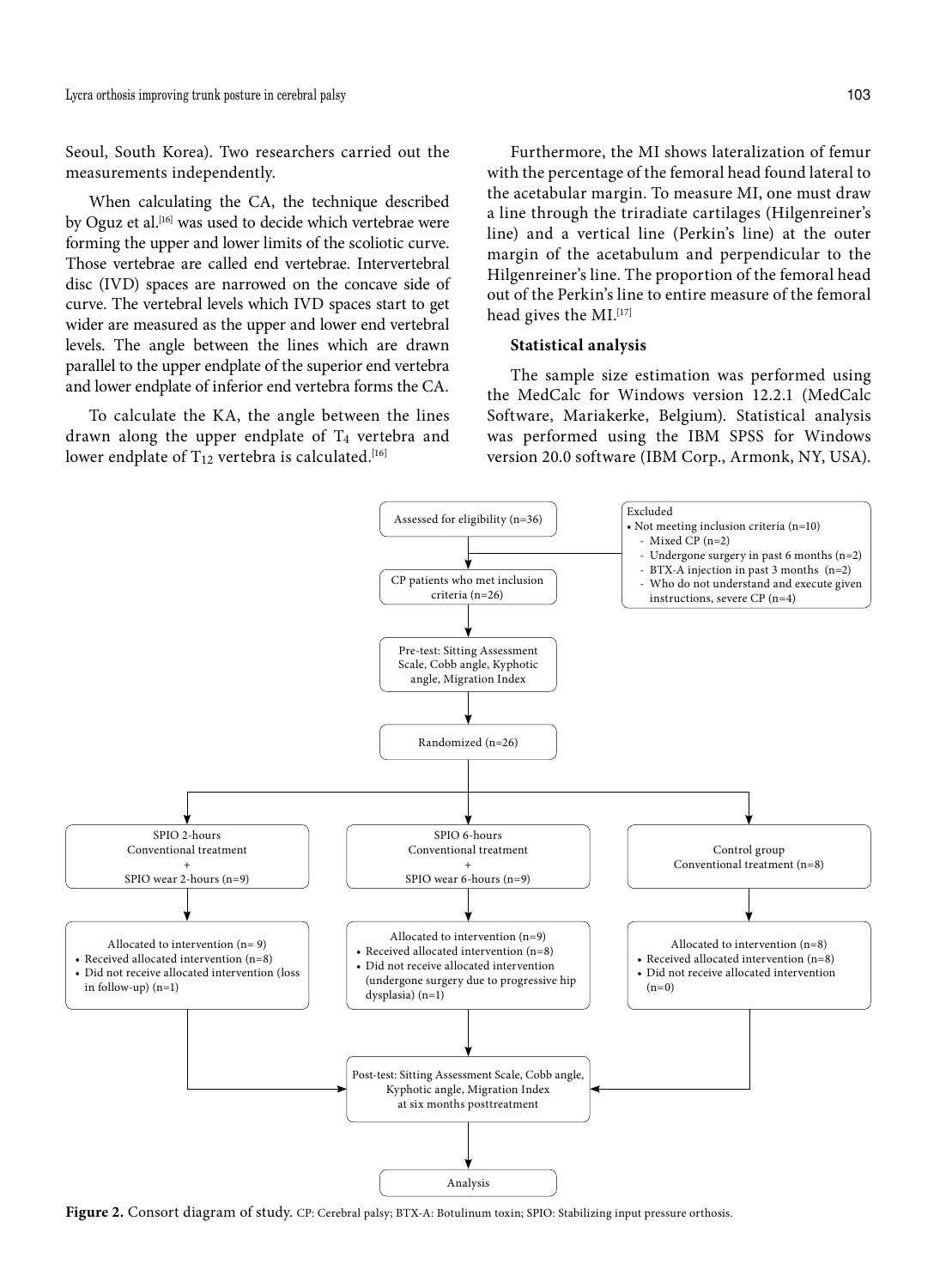Seoul, South Korea). Two researchers carried out the measurements independently.

When calculating the CA, the technique described by Oguz et al.[16] was used to decide which vertebrae were forming the upper and lower limits of the scoliotic curve. Those vertebrae are called end vertebrae. Intervertebral disc (IVD) spaces are narrowed on the concave side of curve. The vertebral levels which IVD spaces start to get wider are measured as the upper and lower end vertebral levels. The angle between the lines which are drawn parallel to the upper endplate of the superior end vertebra and lower endplate of inferior end vertebra forms the CA.

To calculate the KA, the angle between the lines drawn along the upper endplate of $T_4$ vertebra and lower endplate of $T_{12}$ vertebra is calculated.[16]

Furthermore, the MI shows lateralization of femur with the percentage of the femoral head found lateral to the acetabular margin. To measure MI, one must draw a line through the triradiate cartilages (Hilgenreiner's line) and a vertical line (Perkin's line) at the outer margin of the acetabulum and perpendicular to the Hilgenreiner's line. The proportion of the femoral head out of the Perkin's line to entire measure of the femoral head gives the MI.[17]

### Statistical analysis

The sample size estimation was performed using the MedCalc for Windows version 12.2.1 (MedCalc Software, Mariakerke, Belgium). Statistical analysis was performed using the IBM SPSS for Windows version 20.0 software (IBM Corp., Armonk, NY, USA).

Assessed for eligibility (n=36)

Excluded
- Not meeting inclusion criteria (n=10)
  - Mixed CP (n=2)
  - Undergone surgery in past 6 months (n=2)
  - BTX-A injection in past 3 months (n=2)
  - Who do not understand and execute given instructions, severe CP (n=4)

CP patients who met inclusion criteria (n=26)

Pre-test: Sitting Assessment Scale, Cobb angle, Kyphotic angle, Migration Index

Randomized (n=26)

SPIO 2-hours
Conventional treatment
+
SPIO wear 2-hours (n=9)

SPIO 6-hours
Conventional treatment
+
SPIO wear 6-hours (n=9)

Control group
Conventional treatment (n=8)

Allocated to intervention (n= 9)
- Received allocated intervention (n=8)
- Did not receive allocated intervention (loss in follow-up) (n=1)

Allocated to intervention (n=9)
- Received allocated intervention (n=8)
- Did not receive allocated intervention (undergone surgery due to progressive hip dysplasia) (n=1)

Allocated to intervention (n=8)
- Received allocated intervention (n=8)
- Did not receive allocated intervention (n=0)

Post-test: Sitting Assessment Scale, Cobb angle, Kyphotic angle, Migration Index at six months posttreatment

Analysis

**Figure 2.** Consort diagram of study. CP: Cerebral palsy; BTX-A: Botulinum toxin; SPIO: Stabilizing input pressure orthosis.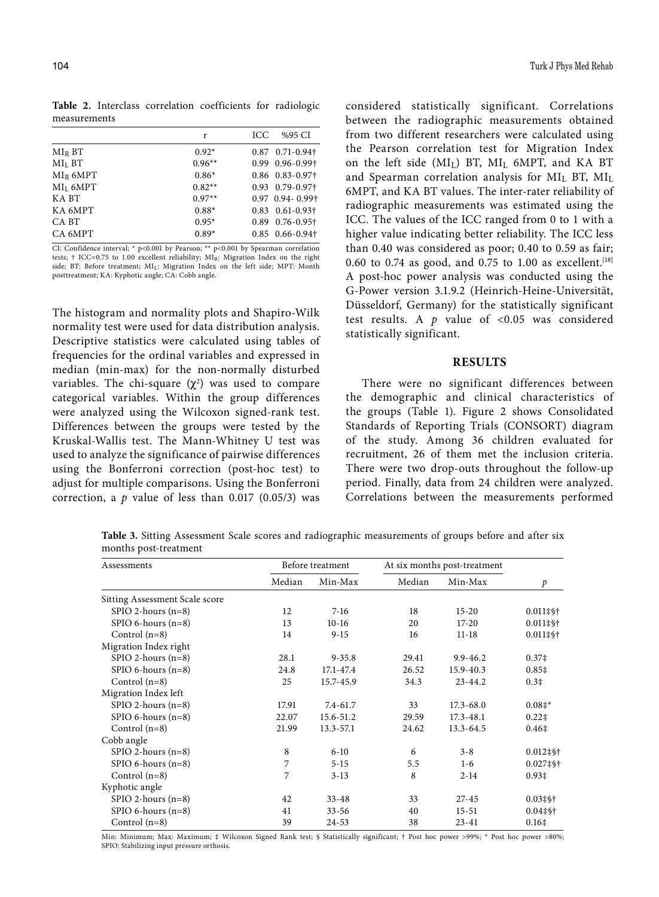**Table 2.** Interclass correlation coefficients for radiologic measurements

| | r | ICC | %95 CI |
|---|---|---|---|
| $MI_R$ BT | 0.92* | 0.87 | 0.71-0.94† |
| $MI_L$ BT | 0.96** | 0.99 | 0.96-0.99† |
| $MI_R$ 6MPT | 0.86* | 0.86 | 0.83-0.97† |
| $MI_L$ 6MPT | 0.82** | 0.93 | 0.79-0.97† |
| KA BT | 0.97** | 0.97 | 0.94- 0.99† |
| KA 6MPT | 0.88* | 0.83 | 0.61-0.93† |
| CA BT | 0.95* | 0.89 | 0.76-0.95† |
| CA 6MPT | 0.89* | 0.85 | 0.66-0.94† |

CI: Confidence interval; * p<0.001 by Pearson; ** p<0.001 by Spearman correlation tests; † ICC=0.75 to 1.00 excellent reliability; $MI_R$: Migration Index on the right side; BT: Before treatment; $MI_L$: Migration Index on the left side; MPT: Month posttreatment; KA: Kyphotic angle; CA: Cobb angle.

The histogram and normality plots and Shapiro-Wilk normality test were used for data distribution analysis. Descriptive statistics were calculated using tables of frequencies for the ordinal variables and expressed in median (min-max) for the non-normally disturbed variables. The chi-square ($\chi^2$) was used to compare categorical variables. Within the group differences were analyzed using the Wilcoxon signed-rank test. Differences between the groups were tested by the Kruskal-Wallis test. The Mann-Whitney U test was used to analyze the significance of pairwise differences using the Bonferroni correction (post-hoc test) to adjust for multiple comparisons. Using the Bonferroni correction, a $p$ value of less than 0.017 (0.05/3) was considered statistically significant. Correlations between the radiographic measurements obtained from two different researchers were calculated using the Pearson correlation test for Migration Index on the left side ($MI_L$) BT, $MI_L$ 6MPT, and KA BT and Spearman correlation analysis for $MI_L$ BT, $MI_L$ 6MPT, and KA BT values. The inter-rater reliability of radiographic measurements was estimated using the ICC. The values of the ICC ranged from 0 to 1 with a higher value indicating better reliability. The ICC less than 0.40 was considered as poor; 0.40 to 0.59 as fair; 0.60 to 0.74 as good, and 0.75 to 1.00 as excellent.[18] A post-hoc power analysis was conducted using the G-Power version 3.1.9.2 (Heinrich-Heine-Universität, Düsseldorf, Germany) for the statistically significant test results. A $p$ value of <0.05 was considered statistically significant.

## RESULTS

There were no significant differences between the demographic and clinical characteristics of the groups (Table 1). Figure 2 shows Consolidated Standards of Reporting Trials (CONSORT) diagram of the study. Among 36 children evaluated for recruitment, 26 of them met the inclusion criteria. There were two drop-outs throughout the follow-up period. Finally, data from 24 children were analyzed. Correlations between the measurements performed

**Table 3.** Sitting Assessment Scale scores and radiographic measurements of groups before and after six months post-treatment

| Assessments | Before treatment | | At six months post-treatment | | |
|---|---|---|---|---|---|
| | Median | Min-Max | Median | Min-Max | $p$ |
| Sitting Assessment Scale score | | | | | |
| SPIO 2-hours (n=8) | 12 | 7-16 | 18 | 15-20 | 0.011‡§† |
| SPIO 6-hours (n=8) | 13 | 10-16 | 20 | 17-20 | 0.011‡§† |
| Control (n=8) | 14 | 9-15 | 16 | 11-18 | 0.011‡§† |
| Migration Index right | | | | | |
| SPIO 2-hours (n=8) | 28.1 | 9-35.8 | 29.41 | 9.9-46.2 | 0.37‡ |
| SPIO 6-hours (n=8) | 24.8 | 17.1-47.4 | 26.52 | 15.9-40.3 | 0.85‡ |
| Control (n=8) | 25 | 15.7-45.9 | 34.3 | 23-44.2 | 0.3‡ |
| Migration Index left | | | | | |
| SPIO 2-hours (n=8) | 17.91 | 7.4-61.7 | 33 | 17.3-68.0 | 0.08‡* |
| SPIO 6-hours (n=8) | 22.07 | 15.6-51.2 | 29.59 | 17.3-48.1 | 0.22‡ |
| Control (n=8) | 21.99 | 13.3-57.1 | 24.62 | 13.3-64.5 | 0.46‡ |
| Cobb angle | | | | | |
| SPIO 2-hours (n=8) | 8 | 6-10 | 6 | 3-8 | 0.012‡§† |
| SPIO 6-hours (n=8) | 7 | 5-15 | 5.5 | 1-6 | 0.027‡§† |
| Control (n=8) | 7 | 3-13 | 8 | 2-14 | 0.93‡ |
| Kyphotic angle | | | | | |
| SPIO 2-hours (n=8) | 42 | 33-48 | 33 | 27-45 | 0.03‡§† |
| SPIO 6-hours (n=8) | 41 | 33-56 | 40 | 15-51 | 0.04‡§† |
| Control (n=8) | 39 | 24-53 | 38 | 23-41 | 0.16‡ |

Min: Minimum; Max: Maximum; ‡ Wilcoxon Signed Rank test; § Statistically significant; † Post hoc power >99%; * Post hoc power >80%; SPIO: Stabilizing input pressure orthosis.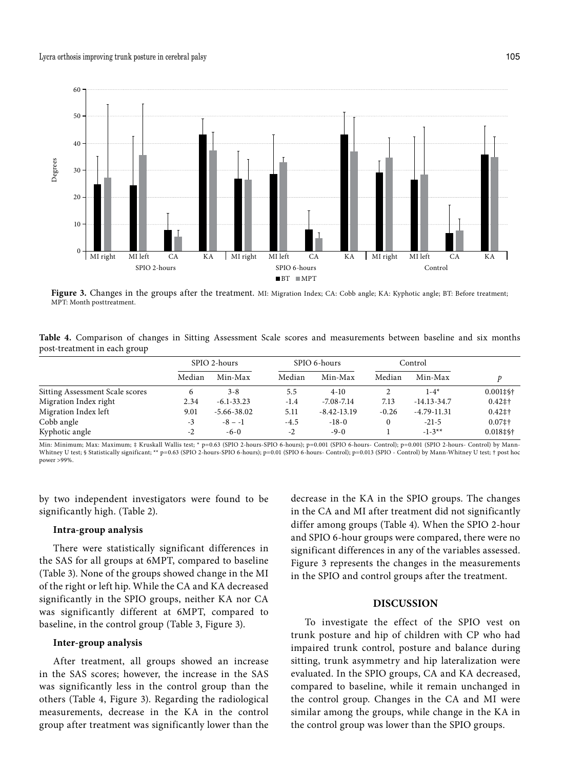60
50
40
30
20
10
0

Degrees

MI right MI left CA KA MI right MI left CA KA MI right MI left CA KA

SPIO 2-hours SPIO 6-hours Control

■BT ■MPT

**Figure 3.** Changes in the groups after the treatment. MI: Migration Index; CA: Cobb angle; KA: Kyphotic angle; BT: Before treatment; MPT: Month posttreatment.

**Table 4.** Comparison of changes in Sitting Assessment Scale scores and measurements between baseline and six months post-treatment in each group

| | SPIO 2-hours | | SPIO 6-hours | | Control | | |
|---|---|---|---|---|---|---|---|
| | Median | Min-Max | Median | Min-Max | Median | Min-Max | *p* |
| Sitting Assessment Scale scores | 6 | 3-8 | 5.5 | 4-10 | 2 | 1-4* | 0.001‡§† |
| Migration Index right | 2.34 | -6.1-33.23 | -1.4 | -7.08-7.14 | 7.13 | -14.13-34.7 | 0.42‡† |
| Migration Index left | 9.01 | -5.66-38.02 | 5.11 | -8.42-13.19 | -0.26 | -4.79-11.31 | 0.42‡† |
| Cobb angle | -3 | -8 – -1 | -4.5 | -18-0 | 0 | -21-5 | 0.07‡† |
| Kyphotic angle | -2 | -6-0 | -2 | -9-0 | 1 | -1-3** | 0.018‡§† |

Min: Minimum; Max: Maximum; ‡ Kruskall Wallis test; * p=0.63 (SPIO 2-hours-SPIO 6-hours); p=0.001 (SPIO 6-hours- Control); p=0.001 (SPIO 2-hours- Control) by Mann-Whitney U test; § Statistically significant; ** p=0.63 (SPIO 2-hours-SPIO 6-hours); p=0.01 (SPIO 6-hours- Control); p=0.013 (SPIO - Control) by Mann-Whitney U test; † post hoc power >99%.

by two independent investigators were found to be significantly high. (Table 2).

### Intra-group analysis

There were statistically significant differences in the SAS for all groups at 6MPT, compared to baseline (Table 3). None of the groups showed change in the MI of the right or left hip. While the CA and KA decreased significantly in the SPIO groups, neither KA nor CA was significantly different at 6MPT, compared to baseline, in the control group (Table 3, Figure 3).

### Inter-group analysis

After treatment, all groups showed an increase in the SAS scores; however, the increase in the SAS was significantly less in the control group than the others (Table 4, Figure 3). Regarding the radiological measurements, decrease in the KA in the control group after treatment was significantly lower than the decrease in the KA in the SPIO groups. The changes in the CA and MI after treatment did not significantly differ among groups (Table 4). When the SPIO 2-hour and SPIO 6-hour groups were compared, there were no significant differences in any of the variables assessed. Figure 3 represents the changes in the measurements in the SPIO and control groups after the treatment.

## DISCUSSION

To investigate the effect of the SPIO vest on trunk posture and hip of children with CP who had impaired trunk control, posture and balance during sitting, trunk asymmetry and hip lateralization were evaluated. In the SPIO groups, CA and KA decreased, compared to baseline, while it remain unchanged in the control group. Changes in the CA and MI were similar among the groups, while change in the KA in the control group was lower than the SPIO groups.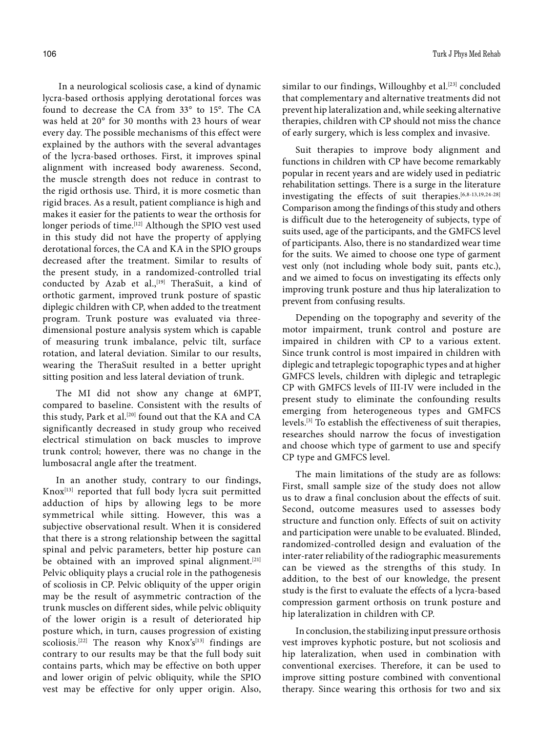In a neurological scoliosis case, a kind of dynamic lycra-based orthosis applying derotational forces was found to decrease the CA from 33° to 15°. The CA was held at 20° for 30 months with 23 hours of wear every day. The possible mechanisms of this effect were explained by the authors with the several advantages of the lycra-based orthoses. First, it improves spinal alignment with increased body awareness. Second, the muscle strength does not reduce in contrast to the rigid orthosis use. Third, it is more cosmetic than rigid braces. As a result, patient compliance is high and makes it easier for the patients to wear the orthosis for longer periods of time.[12] Although the SPIO vest used in this study did not have the property of applying derotational forces, the CA and KA in the SPIO groups decreased after the treatment. Similar to results of the present study, in a randomized-controlled trial conducted by Azab et al.,[19] TheraSuit, a kind of orthotic garment, improved trunk posture of spastic diplegic children with CP, when added to the treatment program. Trunk posture was evaluated via three-dimensional posture analysis system which is capable of measuring trunk imbalance, pelvic tilt, surface rotation, and lateral deviation. Similar to our results, wearing the TheraSuit resulted in a better upright sitting position and less lateral deviation of trunk.

The MI did not show any change at 6MPT, compared to baseline. Consistent with the results of this study, Park et al.[20] found out that the KA and CA significantly decreased in study group who received electrical stimulation on back muscles to improve trunk control; however, there was no change in the lumbosacral angle after the treatment.

In an another study, contrary to our findings, Knox[13] reported that full body lycra suit permitted adduction of hips by allowing legs to be more symmetrical while sitting. However, this was a subjective observational result. When it is considered that there is a strong relationship between the sagittal spinal and pelvic parameters, better hip posture can be obtained with an improved spinal alignment.[21] Pelvic obliquity plays a crucial role in the pathogenesis of scoliosis in CP. Pelvic obliquity of the upper origin may be the result of asymmetric contraction of the trunk muscles on different sides, while pelvic obliquity of the lower origin is a result of deteriorated hip posture which, in turn, causes progression of existing scoliosis.[22] The reason why Knox's[13] findings are contrary to our results may be that the full body suit contains parts, which may be effective on both upper and lower origin of pelvic obliquity, while the SPIO vest may be effective for only upper origin. Also, similar to our findings, Willoughby et al.[23] concluded that complementary and alternative treatments did not prevent hip lateralization and, while seeking alternative therapies, children with CP should not miss the chance of early surgery, which is less complex and invasive.

Suit therapies to improve body alignment and functions in children with CP have become remarkably popular in recent years and are widely used in pediatric rehabilitation settings. There is a surge in the literature investigating the effects of suit therapies.[6,8-13,19,24-28] Comparison among the findings of this study and others is difficult due to the heterogeneity of subjects, type of suits used, age of the participants, and the GMFCS level of participants. Also, there is no standardized wear time for the suits. We aimed to choose one type of garment vest only (not including whole body suit, pants etc.), and we aimed to focus on investigating its effects only improving trunk posture and thus hip lateralization to prevent from confusing results.

Depending on the topography and severity of the motor impairment, trunk control and posture are impaired in children with CP to a various extent. Since trunk control is most impaired in children with diplegic and tetraplegic topographic types and at higher GMFCS levels, children with diplegic and tetraplegic CP with GMFCS levels of III-IV were included in the present study to eliminate the confounding results emerging from heterogeneous types and GMFCS levels.[3] To establish the effectiveness of suit therapies, researches should narrow the focus of investigation and choose which type of garment to use and specify CP type and GMFCS level.

The main limitations of the study are as follows: First, small sample size of the study does not allow us to draw a final conclusion about the effects of suit. Second, outcome measures used to assesses body structure and function only. Effects of suit on activity and participation were unable to be evaluated. Blinded, randomized-controlled design and evaluation of the inter-rater reliability of the radiographic measurements can be viewed as the strengths of this study. In addition, to the best of our knowledge, the present study is the first to evaluate the effects of a lycra-based compression garment orthosis on trunk posture and hip lateralization in children with CP.

In conclusion, the stabilizing input pressure orthosis vest improves kyphotic posture, but not scoliosis and hip lateralization, when used in combination with conventional exercises. Therefore, it can be used to improve sitting posture combined with conventional therapy. Since wearing this orthosis for two and six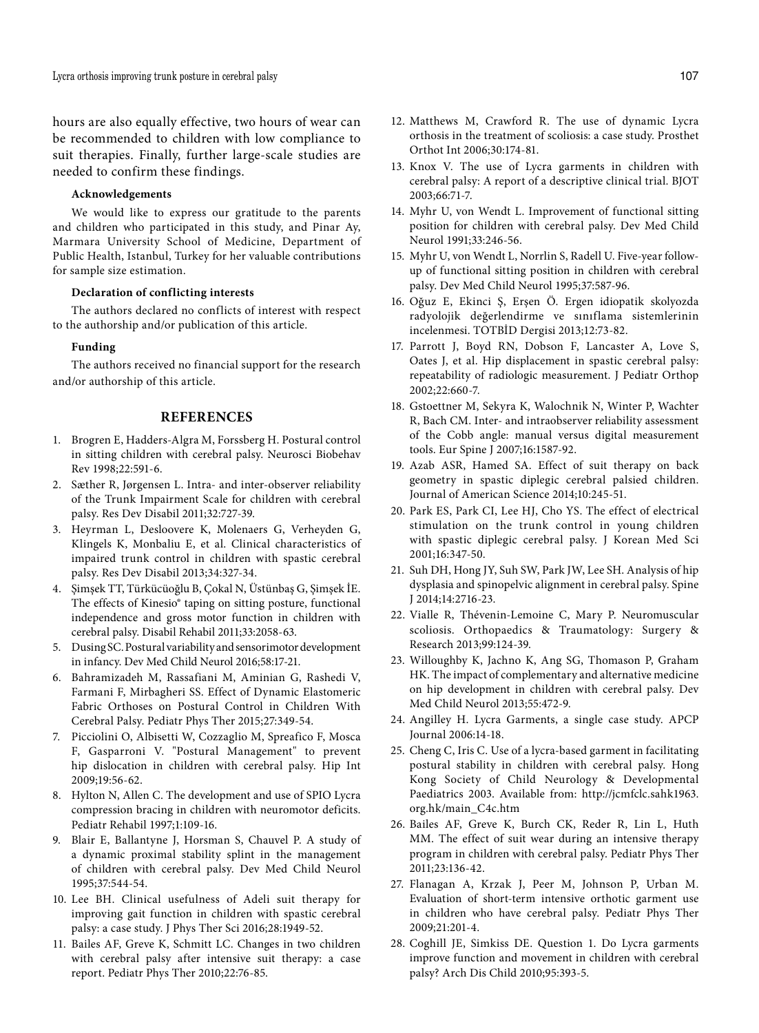hours are also equally effective, two hours of wear can be recommended to children with low compliance to suit therapies. Finally, further large-scale studies are needed to confirm these findings.

**Acknowledgements**

We would like to express our gratitude to the parents and children who participated in this study, and Pinar Ay, Marmara University School of Medicine, Department of Public Health, Istanbul, Turkey for her valuable contributions for sample size estimation.

**Declaration of conflicting interests**

The authors declared no conflicts of interest with respect to the authorship and/or publication of this article.

**Funding**

The authors received no financial support for the research and/or authorship of this article.

## REFERENCES

1. Brogren E, Hadders-Algra M, Forssberg H. Postural control in sitting children with cerebral palsy. Neurosci Biobehav Rev 1998;22:591-6.
2. Sæther R, Jørgensen L. Intra- and inter-observer reliability of the Trunk Impairment Scale for children with cerebral palsy. Res Dev Disabil 2011;32:727-39.
3. Heyrman L, Desloovere K, Molenaers G, Verheyden G, Klingels K, Monbaliu E, et al. Clinical characteristics of impaired trunk control in children with spastic cerebral palsy. Res Dev Disabil 2013;34:327-34.
4. Şimşek TT, Türkücüoğlu B, Çokal N, Üstünbaş G, Şimşek İE. The effects of Kinesio® taping on sitting posture, functional independence and gross motor function in children with cerebral palsy. Disabil Rehabil 2011;33:2058-63.
5. Dusing SC. Postural variability and sensorimotor development in infancy. Dev Med Child Neurol 2016;58:17-21.
6. Bahramizadeh M, Rassafiani M, Aminian G, Rashedi V, Farmani F, Mirbagheri SS. Effect of Dynamic Elastomeric Fabric Orthoses on Postural Control in Children With Cerebral Palsy. Pediatr Phys Ther 2015;27:349-54.
7. Picciolini O, Albisetti W, Cozzaglio M, Spreafico F, Mosca F, Gasparroni V. "Postural Management" to prevent hip dislocation in children with cerebral palsy. Hip Int 2009;19:56-62.
8. Hylton N, Allen C. The development and use of SPIO Lycra compression bracing in children with neuromotor deficits. Pediatr Rehabil 1997;1:109-16.
9. Blair E, Ballantyne J, Horsman S, Chauvel P. A study of a dynamic proximal stability splint in the management of children with cerebral palsy. Dev Med Child Neurol 1995;37:544-54.
10. Lee BH. Clinical usefulness of Adeli suit therapy for improving gait function in children with spastic cerebral palsy: a case study. J Phys Ther Sci 2016;28:1949-52.
11. Bailes AF, Greve K, Schmitt LC. Changes in two children with cerebral palsy after intensive suit therapy: a case report. Pediatr Phys Ther 2010;22:76-85.
12. Matthews M, Crawford R. The use of dynamic Lycra orthosis in the treatment of scoliosis: a case study. Prosthet Orthot Int 2006;30:174-81.
13. Knox V. The use of Lycra garments in children with cerebral palsy: A report of a descriptive clinical trial. BJOT 2003;66:71-7.
14. Myhr U, von Wendt L. Improvement of functional sitting position for children with cerebral palsy. Dev Med Child Neurol 1991;33:246-56.
15. Myhr U, von Wendt L, Norrlin S, Radell U. Five-year follow-up of functional sitting position in children with cerebral palsy. Dev Med Child Neurol 1995;37:587-96.
16. Oğuz E, Ekinci Ş, Erşen Ö. Ergen idiopatik skolyozda radyolojik değerlendirme ve sınıflama sistemlerinin incelenmesi. TOTBİD Dergisi 2013;12:73-82.
17. Parrott J, Boyd RN, Dobson F, Lancaster A, Love S, Oates J, et al. Hip displacement in spastic cerebral palsy: repeatability of radiologic measurement. J Pediatr Orthop 2002;22:660-7.
18. Gstoettner M, Sekyra K, Walochnik N, Winter P, Wachter R, Bach CM. Inter- and intraobserver reliability assessment of the Cobb angle: manual versus digital measurement tools. Eur Spine J 2007;16:1587-92.
19. Azab ASR, Hamed SA. Effect of suit therapy on back geometry in spastic diplegic cerebral palsied children. Journal of American Science 2014;10:245-51.
20. Park ES, Park CI, Lee HJ, Cho YS. The effect of electrical stimulation on the trunk control in young children with spastic diplegic cerebral palsy. J Korean Med Sci 2001;16:347-50.
21. Suh DH, Hong JY, Suh SW, Park JW, Lee SH. Analysis of hip dysplasia and spinopelvic alignment in cerebral palsy. Spine J 2014;14:2716-23.
22. Vialle R, Thévenin-Lemoine C, Mary P. Neuromuscular scoliosis. Orthopaedics & Traumatology: Surgery & Research 2013;99:124-39.
23. Willoughby K, Jachno K, Ang SG, Thomason P, Graham HK. The impact of complementary and alternative medicine on hip development in children with cerebral palsy. Dev Med Child Neurol 2013;55:472-9.
24. Angilley H. Lycra Garments, a single case study. APCP Journal 2006:14-18.
25. Cheng C, Iris C. Use of a lycra-based garment in facilitating postural stability in children with cerebral palsy. Hong Kong Society of Child Neurology & Developmental Paediatrics 2003. Available from: http://jcmfclc.sahk1963.org.hk/main_C4c.htm
26. Bailes AF, Greve K, Burch CK, Reder R, Lin L, Huth MM. The effect of suit wear during an intensive therapy program in children with cerebral palsy. Pediatr Phys Ther 2011;23:136-42.
27. Flanagan A, Krzak J, Peer M, Johnson P, Urban M. Evaluation of short-term intensive orthotic garment use in children who have cerebral palsy. Pediatr Phys Ther 2009;21:201-4.
28. Coghill JE, Simkiss DE. Question 1. Do Lycra garments improve function and movement in children with cerebral palsy? Arch Dis Child 2010;95:393-5.